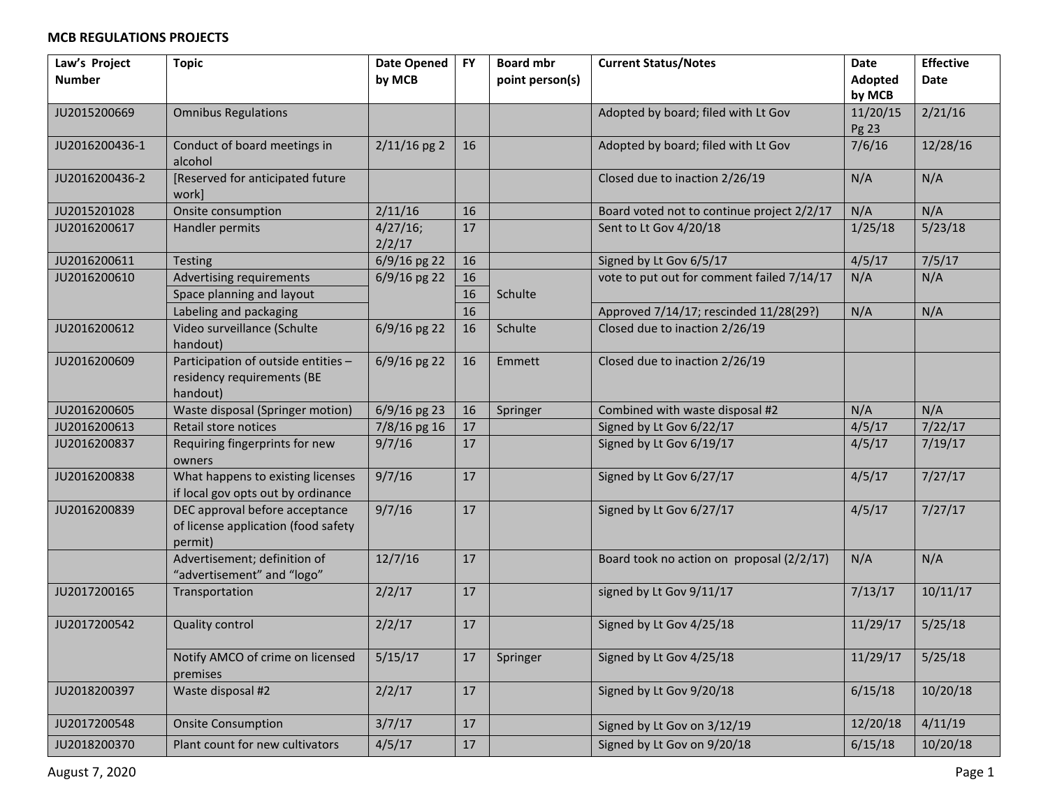**MCB REGULATIONS PROJECTS**

| Law's Project Number | Topic | Date Opened by MCB | FY | Board mbr point person(s) | Current Status/Notes | Date Adopted by MCB | Effective Date |
|---|---|---|---|---|---|---|---|
| JU2015200669 | Omnibus Regulations | | | | Adopted by board; filed with Lt Gov | 11/20/15 Pg 23 | 2/21/16 |
| JU2016200436-1 | Conduct of board meetings in alcohol | 2/11/16 pg 2 | 16 | | Adopted by board; filed with Lt Gov | 7/6/16 | 12/28/16 |
| JU2016200436-2 | [Reserved for anticipated future work] | | | | Closed due to inaction 2/26/19 | N/A | N/A |
| JU2015201028 | Onsite consumption | 2/11/16 | 16 | | Board voted not to continue project 2/2/17 | N/A | N/A |
| JU2016200617 | Handler permits | 4/27/16; 2/2/17 | 17 | | Sent to Lt Gov 4/20/18 | 1/25/18 | 5/23/18 |
| JU2016200611 | Testing | 6/9/16 pg 22 | 16 | | Signed by Lt Gov 6/5/17 | 4/5/17 | 7/5/17 |
| JU2016200610 | Advertising requirements | 6/9/16 pg 22 | 16 | | vote to put out for comment failed 7/14/17 | N/A | N/A |
| | Space planning and layout | | 16 | Schulte | | | |
| | Labeling and packaging | | 16 | | Approved 7/14/17; rescinded 11/28(29?) | N/A | N/A |
| JU2016200612 | Video surveillance (Schulte handout) | 6/9/16 pg 22 | 16 | Schulte | Closed due to inaction 2/26/19 | | |
| JU2016200609 | Participation of outside entities – residency requirements (BE handout) | 6/9/16 pg 22 | 16 | Emmett | Closed due to inaction 2/26/19 | | |
| JU2016200605 | Waste disposal (Springer motion) | 6/9/16 pg 23 | 16 | Springer | Combined with waste disposal #2 | N/A | N/A |
| JU2016200613 | Retail store notices | 7/8/16 pg 16 | 17 | | Signed by Lt Gov 6/22/17 | 4/5/17 | 7/22/17 |
| JU2016200837 | Requiring fingerprints for new owners | 9/7/16 | 17 | | Signed by Lt Gov 6/19/17 | 4/5/17 | 7/19/17 |
| JU2016200838 | What happens to existing licenses if local gov opts out by ordinance | 9/7/16 | 17 | | Signed by Lt Gov 6/27/17 | 4/5/17 | 7/27/17 |
| JU2016200839 | DEC approval before acceptance of license application (food safety permit) | 9/7/16 | 17 | | Signed by Lt Gov 6/27/17 | 4/5/17 | 7/27/17 |
| | Advertisement; definition of "advertisement" and "logo" | 12/7/16 | 17 | | Board took no action on proposal (2/2/17) | N/A | N/A |
| JU2017200165 | Transportation | 2/2/17 | 17 | | signed by Lt Gov 9/11/17 | 7/13/17 | 10/11/17 |
| JU2017200542 | Quality control | 2/2/17 | 17 | | Signed by Lt Gov 4/25/18 | 11/29/17 | 5/25/18 |
| | Notify AMCO of crime on licensed premises | 5/15/17 | 17 | Springer | Signed by Lt Gov 4/25/18 | 11/29/17 | 5/25/18 |
| JU2018200397 | Waste disposal #2 | 2/2/17 | 17 | | Signed by Lt Gov 9/20/18 | 6/15/18 | 10/20/18 |
| JU2017200548 | Onsite Consumption | 3/7/17 | 17 | | Signed by Lt Gov on 3/12/19 | 12/20/18 | 4/11/19 |
| JU2018200370 | Plant count for new cultivators | 4/5/17 | 17 | | Signed by Lt Gov on 9/20/18 | 6/15/18 | 10/20/18 |

August 7, 2020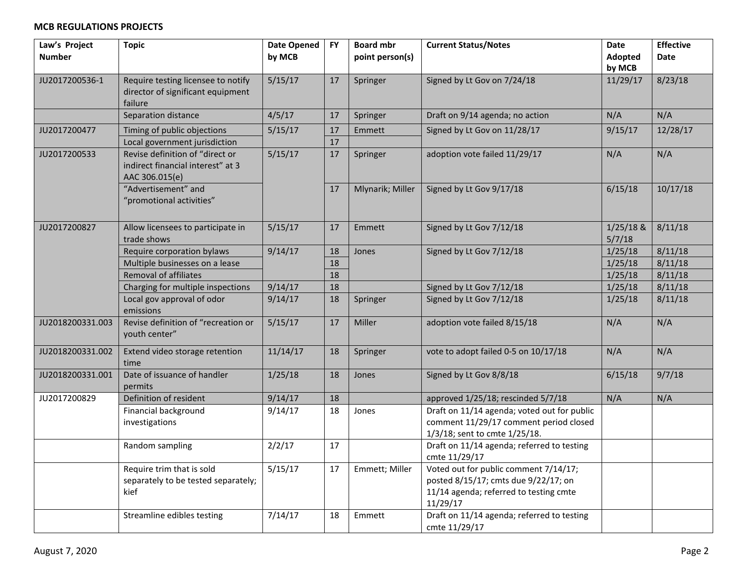**MCB REGULATIONS PROJECTS**

| Law's Project Number | Topic | Date Opened by MCB | FY | Board mbr point person(s) | Current Status/Notes | Date Adopted by MCB | Effective Date |
|---|---|---|---|---|---|---|---|
| JU2017200536-1 | Require testing licensee to notify director of significant equipment failure | 5/15/17 | 17 | Springer | Signed by Lt Gov on 7/24/18 | 11/29/17 | 8/23/18 |
| | Separation distance | 4/5/17 | 17 | Springer | Draft on 9/14 agenda; no action | N/A | N/A |
| JU2017200477 | Timing of public objections | 5/15/17 | 17 | Emmett | Signed by Lt Gov on 11/28/17 | 9/15/17 | 12/28/17 |
| | Local government jurisdiction | | 17 | | | | |
| JU2017200533 | Revise definition of "direct or indirect financial interest" at 3 AAC 306.015(e) | 5/15/17 | 17 | Springer | adoption vote failed 11/29/17 | N/A | N/A |
| | "Advertisement" and "promotional activities" | | 17 | Mlynarik; Miller | Signed by Lt Gov 9/17/18 | 6/15/18 | 10/17/18 |
| JU2017200827 | Allow licensees to participate in trade shows | 5/15/17 | 17 | Emmett | Signed by Lt Gov 7/12/18 | 1/25/18 & 5/7/18 | 8/11/18 |
| | Require corporation bylaws | 9/14/17 | 18 | Jones | Signed by Lt Gov 7/12/18 | 1/25/18 | 8/11/18 |
| | Multiple businesses on a lease | | 18 | | | 1/25/18 | 8/11/18 |
| | Removal of affiliates | | 18 | | | 1/25/18 | 8/11/18 |
| | Charging for multiple inspections | 9/14/17 | 18 | | Signed by Lt Gov 7/12/18 | 1/25/18 | 8/11/18 |
| | Local gov approval of odor emissions | 9/14/17 | 18 | Springer | Signed by Lt Gov 7/12/18 | 1/25/18 | 8/11/18 |
| JU2018200331.003 | Revise definition of "recreation or youth center" | 5/15/17 | 17 | Miller | adoption vote failed 8/15/18 | N/A | N/A |
| JU2018200331.002 | Extend video storage retention time | 11/14/17 | 18 | Springer | vote to adopt failed 0-5 on 10/17/18 | N/A | N/A |
| JU2018200331.001 | Date of issuance of handler permits | 1/25/18 | 18 | Jones | Signed by Lt Gov 8/8/18 | 6/15/18 | 9/7/18 |
| JU2017200829 | Definition of resident | 9/14/17 | 18 | | approved 1/25/18; rescinded 5/7/18 | N/A | N/A |
| | Financial background investigations | 9/14/17 | 18 | Jones | Draft on 11/14 agenda; voted out for public comment 11/29/17 comment period closed 1/3/18; sent to cmte 1/25/18. | | |
| | Random sampling | 2/2/17 | 17 | | Draft on 11/14 agenda; referred to testing cmte 11/29/17 | | |
| | Require trim that is sold separately to be tested separately; kief | 5/15/17 | 17 | Emmett; Miller | Voted out for public comment 7/14/17; posted 8/15/17; cmts due 9/22/17; on 11/14 agenda; referred to testing cmte 11/29/17 | | |
| | Streamline edibles testing | 7/14/17 | 18 | Emmett | Draft on 11/14 agenda; referred to testing cmte 11/29/17 | | |

August 7, 2020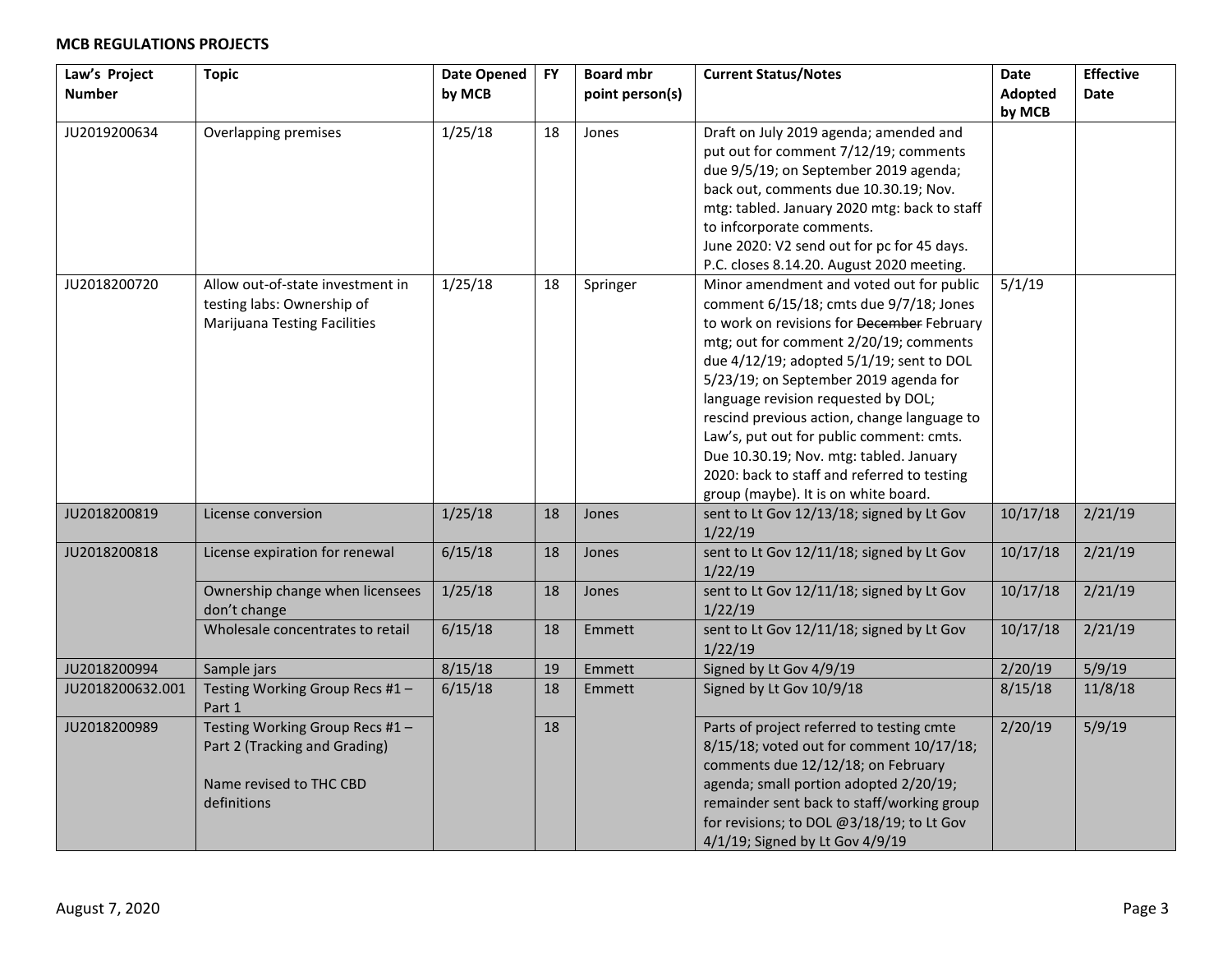**MCB REGULATIONS PROJECTS**

| Law's Project Number | Topic | Date Opened by MCB | FY | Board mbr point person(s) | Current Status/Notes | Date Adopted by MCB | Effective Date |
|---|---|---|---|---|---|---|---|
| JU2019200634 | Overlapping premises | 1/25/18 | 18 | Jones | Draft on July 2019 agenda; amended and put out for comment 7/12/19; comments due 9/5/19; on September 2019 agenda; back out, comments due 10.30.19; Nov. mtg: tabled. January 2020 mtg: back to staff to infcorporate comments. June 2020: V2 send out for pc for 45 days. P.C. closes 8.14.20. August 2020 meeting. | | |
| JU2018200720 | Allow out-of-state investment in testing labs: Ownership of Marijuana Testing Facilities | 1/25/18 | 18 | Springer | Minor amendment and voted out for public comment 6/15/18; cmts due 9/7/18; Jones to work on revisions for ~~December~~ February mtg; out for comment 2/20/19; comments due 4/12/19; adopted 5/1/19; sent to DOL 5/23/19; on September 2019 agenda for language revision requested by DOL; rescind previous action, change language to Law's, put out for public comment: cmts. Due 10.30.19; Nov. mtg: tabled. January 2020: back to staff and referred to testing group (maybe). It is on white board. | 5/1/19 | |
| JU2018200819 | License conversion | 1/25/18 | 18 | Jones | sent to Lt Gov 12/13/18; signed by Lt Gov 1/22/19 | 10/17/18 | 2/21/19 |
| JU2018200818 | License expiration for renewal | 6/15/18 | 18 | Jones | sent to Lt Gov 12/11/18; signed by Lt Gov 1/22/19 | 10/17/18 | 2/21/19 |
| | Ownership change when licensees don't change | 1/25/18 | 18 | Jones | sent to Lt Gov 12/11/18; signed by Lt Gov 1/22/19 | 10/17/18 | 2/21/19 |
| | Wholesale concentrates to retail | 6/15/18 | 18 | Emmett | sent to Lt Gov 12/11/18; signed by Lt Gov 1/22/19 | 10/17/18 | 2/21/19 |
| JU2018200994 | Sample jars | 8/15/18 | 19 | Emmett | Signed by Lt Gov 4/9/19 | 2/20/19 | 5/9/19 |
| JU2018200632.001 | Testing Working Group Recs #1 – Part 1 | 6/15/18 | 18 | Emmett | Signed by Lt Gov 10/9/18 | 8/15/18 | 11/8/18 |
| JU2018200989 | Testing Working Group Recs #1 – Part 2 (Tracking and Grading)<br><br>Name revised to THC CBD definitions | | 18 | | Parts of project referred to testing cmte 8/15/18; voted out for comment 10/17/18; comments due 12/12/18; on February agenda; small portion adopted 2/20/19; remainder sent back to staff/working group for revisions; to DOL @3/18/19; to Lt Gov 4/1/19; Signed by Lt Gov 4/9/19 | 2/20/19 | 5/9/19 |

August 7, 2020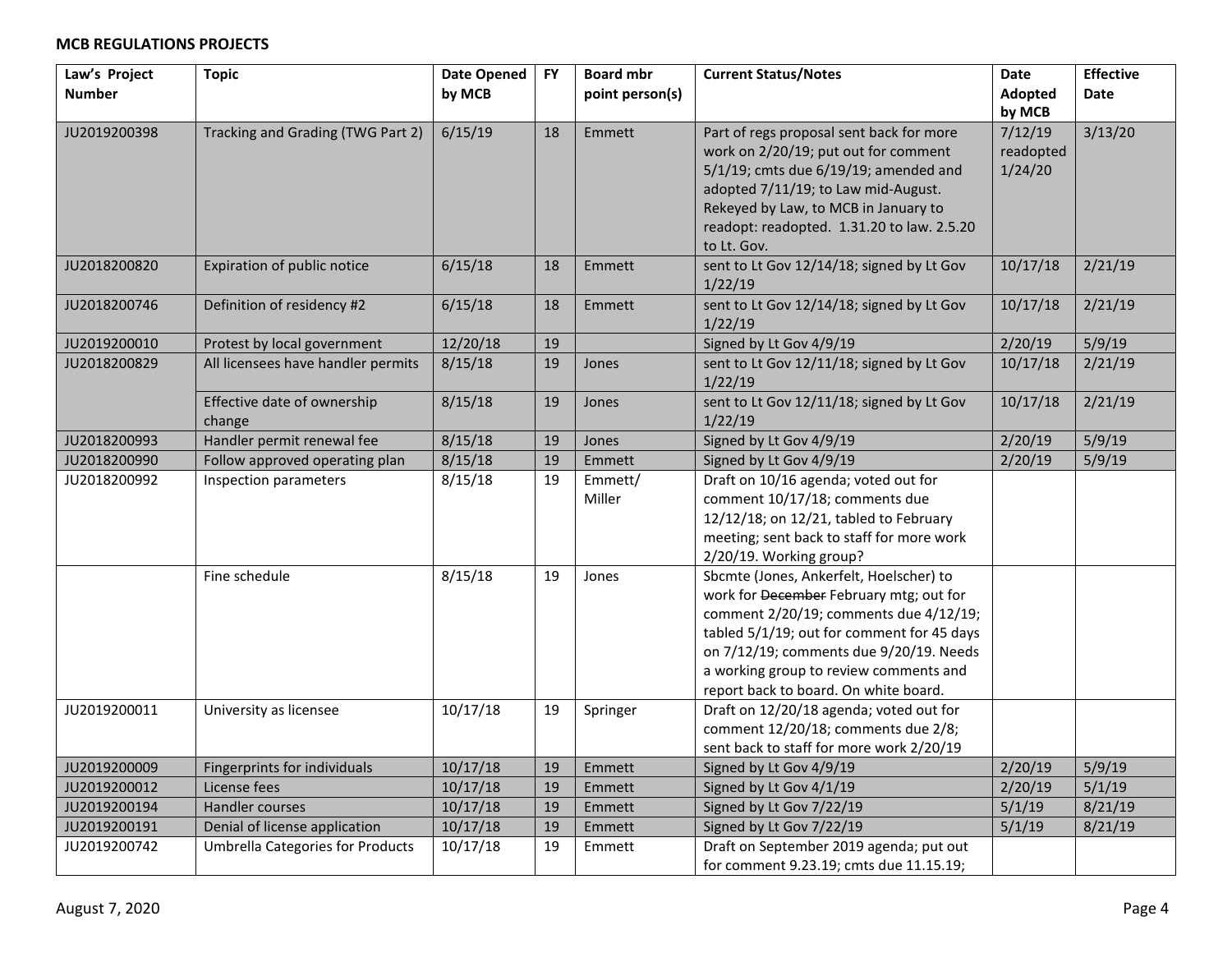**MCB REGULATIONS PROJECTS**

| Law's Project Number | Topic | Date Opened by MCB | FY | Board mbr point person(s) | Current Status/Notes | Date Adopted by MCB | Effective Date |
|---|---|---|---|---|---|---|---|
| JU2019200398 | Tracking and Grading (TWG Part 2) | 6/15/19 | 18 | Emmett | Part of regs proposal sent back for more work on 2/20/19; put out for comment 5/1/19; cmts due 6/19/19; amended and adopted 7/11/19; to Law mid-August. Rekeyed by Law, to MCB in January to readopt: readopted. 1.31.20 to law. 2.5.20 to Lt. Gov. | 7/12/19 readopted 1/24/20 | 3/13/20 |
| JU2018200820 | Expiration of public notice | 6/15/18 | 18 | Emmett | sent to Lt Gov 12/14/18; signed by Lt Gov 1/22/19 | 10/17/18 | 2/21/19 |
| JU2018200746 | Definition of residency #2 | 6/15/18 | 18 | Emmett | sent to Lt Gov 12/14/18; signed by Lt Gov 1/22/19 | 10/17/18 | 2/21/19 |
| JU2019200010 | Protest by local government | 12/20/18 | 19 | | Signed by Lt Gov 4/9/19 | 2/20/19 | 5/9/19 |
| JU2018200829 | All licensees have handler permits | 8/15/18 | 19 | Jones | sent to Lt Gov 12/11/18; signed by Lt Gov 1/22/19 | 10/17/18 | 2/21/19 |
| | Effective date of ownership change | 8/15/18 | 19 | Jones | sent to Lt Gov 12/11/18; signed by Lt Gov 1/22/19 | 10/17/18 | 2/21/19 |
| JU2018200993 | Handler permit renewal fee | 8/15/18 | 19 | Jones | Signed by Lt Gov 4/9/19 | 2/20/19 | 5/9/19 |
| JU2018200990 | Follow approved operating plan | 8/15/18 | 19 | Emmett | Signed by Lt Gov 4/9/19 | 2/20/19 | 5/9/19 |
| JU2018200992 | Inspection parameters | 8/15/18 | 19 | Emmett/ Miller | Draft on 10/16 agenda; voted out for comment 10/17/18; comments due 12/12/18; on 12/21, tabled to February meeting; sent back to staff for more work 2/20/19. Working group? | | |
| | Fine schedule | 8/15/18 | 19 | Jones | Sbcmte (Jones, Ankerfelt, Hoelscher) to work for ~~December~~ February mtg; out for comment 2/20/19; comments due 4/12/19; tabled 5/1/19; out for comment for 45 days on 7/12/19; comments due 9/20/19. Needs a working group to review comments and report back to board. On white board. | | |
| JU2019200011 | University as licensee | 10/17/18 | 19 | Springer | Draft on 12/20/18 agenda; voted out for comment 12/20/18; comments due 2/8; sent back to staff for more work 2/20/19 | | |
| JU2019200009 | Fingerprints for individuals | 10/17/18 | 19 | Emmett | Signed by Lt Gov 4/9/19 | 2/20/19 | 5/9/19 |
| JU2019200012 | License fees | 10/17/18 | 19 | Emmett | Signed by Lt Gov 4/1/19 | 2/20/19 | 5/1/19 |
| JU2019200194 | Handler courses | 10/17/18 | 19 | Emmett | Signed by Lt Gov 7/22/19 | 5/1/19 | 8/21/19 |
| JU2019200191 | Denial of license application | 10/17/18 | 19 | Emmett | Signed by Lt Gov 7/22/19 | 5/1/19 | 8/21/19 |
| JU2019200742 | Umbrella Categories for Products | 10/17/18 | 19 | Emmett | Draft on September 2019 agenda; put out for comment 9.23.19; cmts due 11.15.19; | | |

August 7, 2020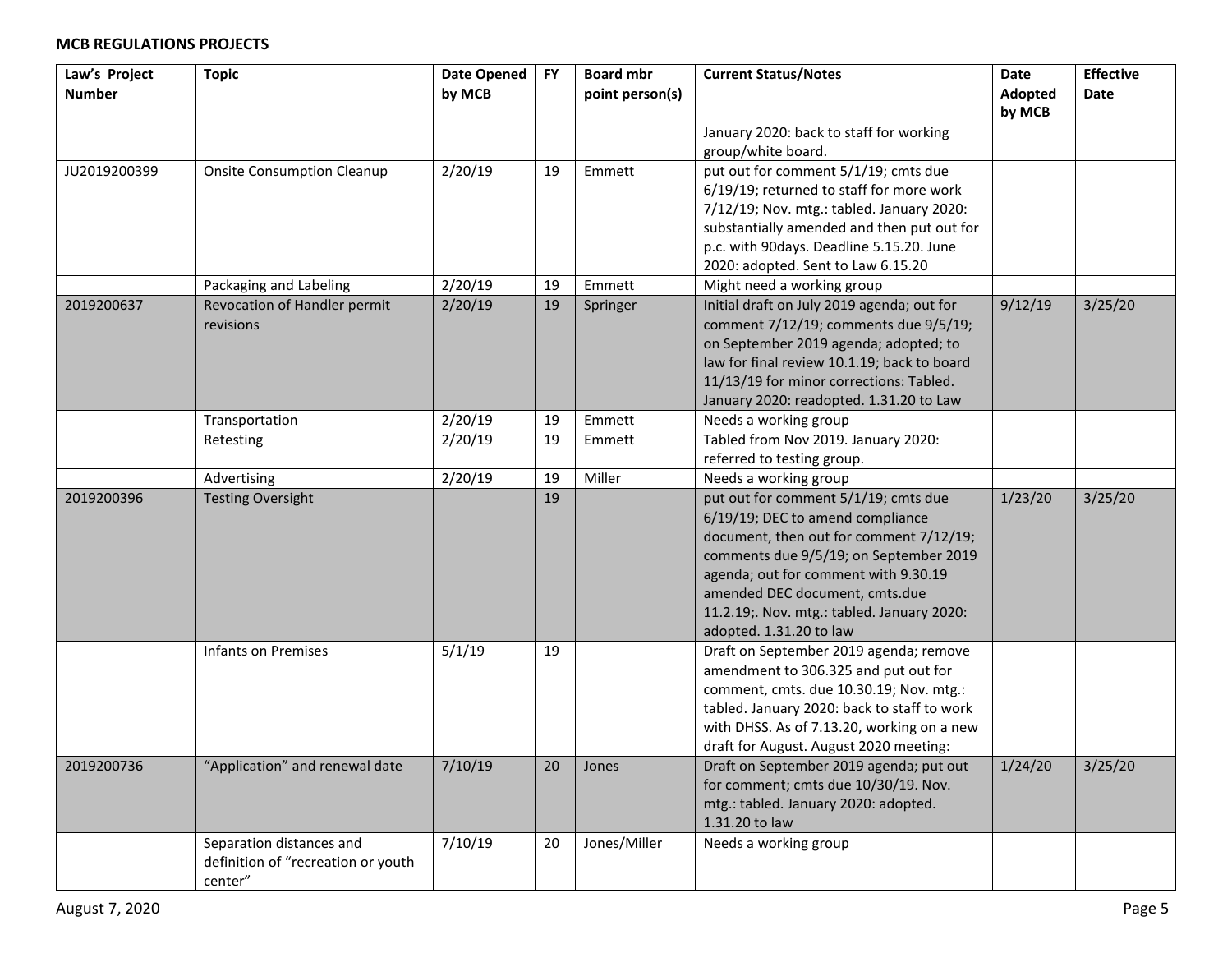**MCB REGULATIONS PROJECTS**

| Law's Project Number | Topic | Date Opened by MCB | FY | Board mbr point person(s) | Current Status/Notes | Date Adopted by MCB | Effective Date |
|---|---|---|---|---|---|---|---|
| | | | | | January 2020: back to staff for working group/white board. | | |
| JU2019200399 | Onsite Consumption Cleanup | 2/20/19 | 19 | Emmett | put out for comment 5/1/19; cmts due 6/19/19; returned to staff for more work 7/12/19; Nov. mtg.: tabled. January 2020: substantially amended and then put out for p.c. with 90days. Deadline 5.15.20. June 2020: adopted. Sent to Law 6.15.20 | | |
| | Packaging and Labeling | 2/20/19 | 19 | Emmett | Might need a working group | | |
| 2019200637 | Revocation of Handler permit revisions | 2/20/19 | 19 | Springer | Initial draft on July 2019 agenda; out for comment 7/12/19; comments due 9/5/19; on September 2019 agenda; adopted; to law for final review 10.1.19; back to board 11/13/19 for minor corrections: Tabled. January 2020: readopted. 1.31.20 to Law | 9/12/19 | 3/25/20 |
| | Transportation | 2/20/19 | 19 | Emmett | Needs a working group | | |
| | Retesting | 2/20/19 | 19 | Emmett | Tabled from Nov 2019. January 2020: referred to testing group. | | |
| | Advertising | 2/20/19 | 19 | Miller | Needs a working group | | |
| 2019200396 | Testing Oversight | | 19 | | put out for comment 5/1/19; cmts due 6/19/19; DEC to amend compliance document, then out for comment 7/12/19; comments due 9/5/19; on September 2019 agenda; out for comment with 9.30.19 amended DEC document, cmts.due 11.2.19;. Nov. mtg.: tabled. January 2020: adopted. 1.31.20 to law | 1/23/20 | 3/25/20 |
| | Infants on Premises | 5/1/19 | 19 | | Draft on September 2019 agenda; remove amendment to 306.325 and put out for comment, cmts. due 10.30.19; Nov. mtg.: tabled. January 2020: back to staff to work with DHSS. As of 7.13.20, working on a new draft for August. August 2020 meeting: | | |
| 2019200736 | "Application" and renewal date | 7/10/19 | 20 | Jones | Draft on September 2019 agenda; put out for comment; cmts due 10/30/19. Nov. mtg.: tabled. January 2020: adopted. 1.31.20 to law | 1/24/20 | 3/25/20 |
| | Separation distances and definition of "recreation or youth center" | 7/10/19 | 20 | Jones/Miller | Needs a working group | | |

August 7, 2020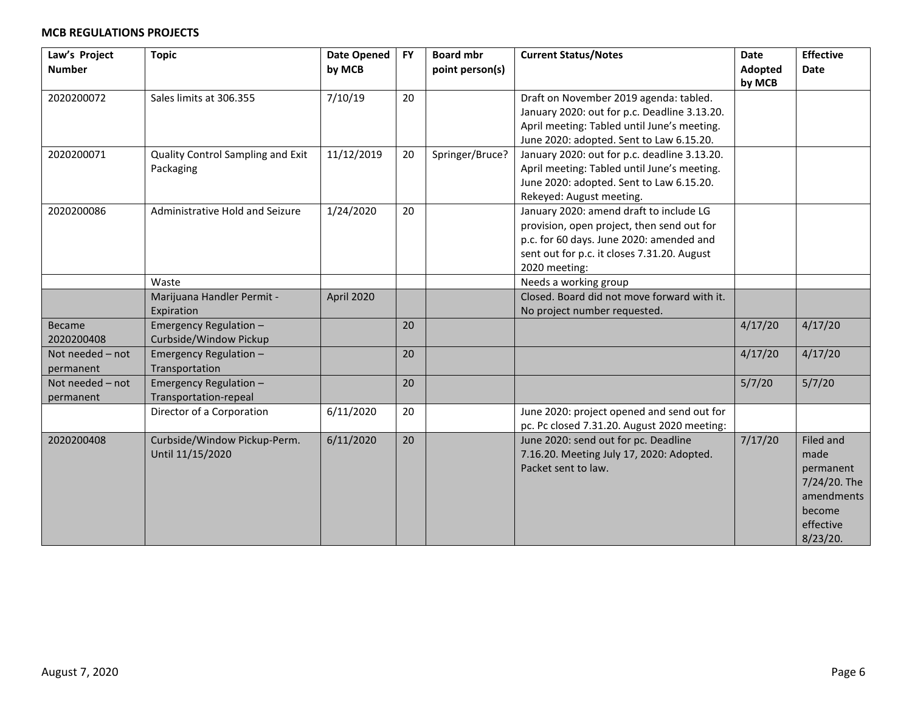**MCB REGULATIONS PROJECTS**

| Law's Project Number | Topic | Date Opened by MCB | FY | Board mbr point person(s) | Current Status/Notes | Date Adopted by MCB | Effective Date |
|---|---|---|---|---|---|---|---|
| 2020200072 | Sales limits at 306.355 | 7/10/19 | 20 | | Draft on November 2019 agenda: tabled. January 2020: out for p.c. Deadline 3.13.20. April meeting: Tabled until June's meeting. June 2020: adopted. Sent to Law 6.15.20. | | |
| 2020200071 | Quality Control Sampling and Exit Packaging | 11/12/2019 | 20 | Springer/Bruce? | January 2020: out for p.c. deadline 3.13.20. April meeting: Tabled until June's meeting. June 2020: adopted. Sent to Law 6.15.20. Rekeyed: August meeting. | | |
| 2020200086 | Administrative Hold and Seizure | 1/24/2020 | 20 | | January 2020: amend draft to include LG provision, open project, then send out for p.c. for 60 days. June 2020: amended and sent out for p.c. it closes 7.31.20. August 2020 meeting: | | |
| | Waste | | | | Needs a working group | | |
| | Marijuana Handler Permit - Expiration | April 2020 | | | Closed. Board did not move forward with it. No project number requested. | | |
| Became 2020200408 | Emergency Regulation – Curbside/Window Pickup | | 20 | | | 4/17/20 | 4/17/20 |
| Not needed – not permanent | Emergency Regulation – Transportation | | 20 | | | 4/17/20 | 4/17/20 |
| Not needed – not permanent | Emergency Regulation – Transportation-repeal | | 20 | | | 5/7/20 | 5/7/20 |
| | Director of a Corporation | 6/11/2020 | 20 | | June 2020: project opened and send out for pc. Pc closed 7.31.20. August 2020 meeting: | | |
| 2020200408 | Curbside/Window Pickup-Perm. Until 11/15/2020 | 6/11/2020 | 20 | | June 2020: send out for pc. Deadline 7.16.20. Meeting July 17, 2020: Adopted. Packet sent to law. | 7/17/20 | Filed and made permanent 7/24/20. The amendments become effective 8/23/20. |